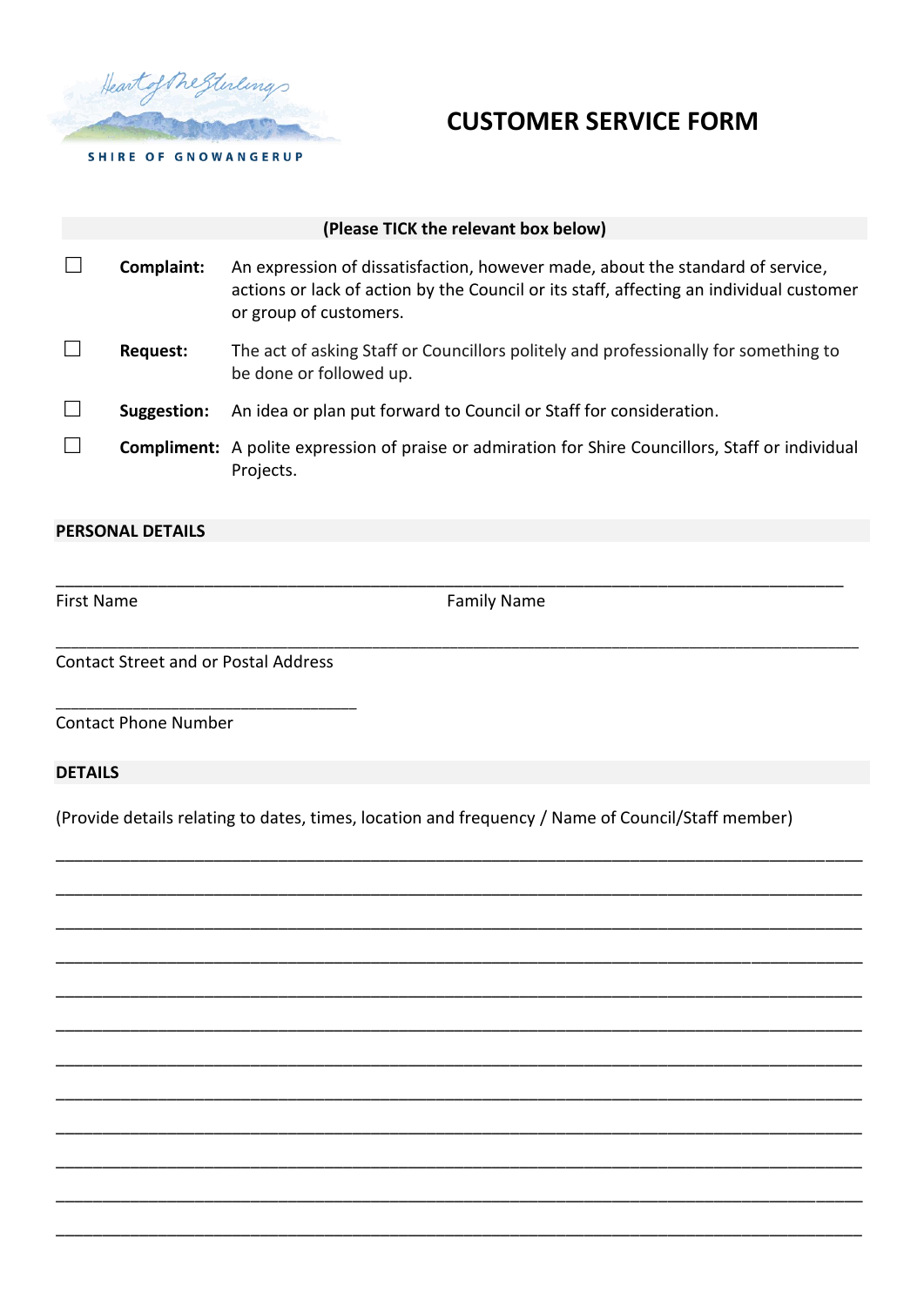Heart of the Stirlings

SHIRE OF GNOWANGERUP

# CUSTOMER SERVICE FORM

**(Please TICK the relevant box below)**

☐ **Complaint:** An expression of dissatisfaction, however made, about the standard of service, actions or lack of action by the Council or its staff, affecting an individual customer or group of customers.

☐ **Request:** The act of asking Staff or Councillors politely and professionally for something to be done or followed up.

☐ **Suggestion:** An idea or plan put forward to Council or Staff for consideration.

☐ **Compliment:** A polite expression of praise or admiration for Shire Councillors, Staff or individual Projects.

## PERSONAL DETAILS

\_\_\_\_\_\_\_\_\_\_\_\_\_\_\_\_\_\_\_\_\_\_\_\_\_\_\_\_\_\_\_\_\_\_\_\_\_\_\_\_\_\_\_\_\_\_\_\_\_\_\_\_\_\_\_\_\_\_\_\_\_\_\_\_\_\_\_\_\_\_\_\_\_\_\_\_\_\_\_\_\_\_

First Name                                                    Family Name

\_\_\_\_\_\_\_\_\_\_\_\_\_\_\_\_\_\_\_\_\_\_\_\_\_\_\_\_\_\_\_\_\_\_\_\_\_\_\_\_\_\_\_\_\_\_\_\_\_\_\_\_\_\_\_\_\_\_\_\_\_\_\_\_\_\_\_\_\_\_\_\_\_\_\_\_\_\_\_\_\_\_

Contact Street and or Postal Address

\_\_\_\_\_\_\_\_\_\_\_\_\_\_\_\_\_\_\_\_\_\_\_\_\_\_\_\_\_\_\_\_\_\_\_\_

Contact Phone Number

## DETAILS

(Provide details relating to dates, times, location and frequency / Name of Council/Staff member)

\_\_\_\_\_\_\_\_\_\_\_\_\_\_\_\_\_\_\_\_\_\_\_\_\_\_\_\_\_\_\_\_\_\_\_\_\_\_\_\_\_\_\_\_\_\_\_\_\_\_\_\_\_\_\_\_\_\_\_\_\_\_\_\_\_\_\_\_\_\_\_\_\_\_\_\_\_\_\_\_\_\_

\_\_\_\_\_\_\_\_\_\_\_\_\_\_\_\_\_\_\_\_\_\_\_\_\_\_\_\_\_\_\_\_\_\_\_\_\_\_\_\_\_\_\_\_\_\_\_\_\_\_\_\_\_\_\_\_\_\_\_\_\_\_\_\_\_\_\_\_\_\_\_\_\_\_\_\_\_\_\_\_\_\_

\_\_\_\_\_\_\_\_\_\_\_\_\_\_\_\_\_\_\_\_\_\_\_\_\_\_\_\_\_\_\_\_\_\_\_\_\_\_\_\_\_\_\_\_\_\_\_\_\_\_\_\_\_\_\_\_\_\_\_\_\_\_\_\_\_\_\_\_\_\_\_\_\_\_\_\_\_\_\_\_\_\_

\_\_\_\_\_\_\_\_\_\_\_\_\_\_\_\_\_\_\_\_\_\_\_\_\_\_\_\_\_\_\_\_\_\_\_\_\_\_\_\_\_\_\_\_\_\_\_\_\_\_\_\_\_\_\_\_\_\_\_\_\_\_\_\_\_\_\_\_\_\_\_\_\_\_\_\_\_\_\_\_\_\_

\_\_\_\_\_\_\_\_\_\_\_\_\_\_\_\_\_\_\_\_\_\_\_\_\_\_\_\_\_\_\_\_\_\_\_\_\_\_\_\_\_\_\_\_\_\_\_\_\_\_\_\_\_\_\_\_\_\_\_\_\_\_\_\_\_\_\_\_\_\_\_\_\_\_\_\_\_\_\_\_\_\_

\_\_\_\_\_\_\_\_\_\_\_\_\_\_\_\_\_\_\_\_\_\_\_\_\_\_\_\_\_\_\_\_\_\_\_\_\_\_\_\_\_\_\_\_\_\_\_\_\_\_\_\_\_\_\_\_\_\_\_\_\_\_\_\_\_\_\_\_\_\_\_\_\_\_\_\_\_\_\_\_\_\_

\_\_\_\_\_\_\_\_\_\_\_\_\_\_\_\_\_\_\_\_\_\_\_\_\_\_\_\_\_\_\_\_\_\_\_\_\_\_\_\_\_\_\_\_\_\_\_\_\_\_\_\_\_\_\_\_\_\_\_\_\_\_\_\_\_\_\_\_\_\_\_\_\_\_\_\_\_\_\_\_\_\_

\_\_\_\_\_\_\_\_\_\_\_\_\_\_\_\_\_\_\_\_\_\_\_\_\_\_\_\_\_\_\_\_\_\_\_\_\_\_\_\_\_\_\_\_\_\_\_\_\_\_\_\_\_\_\_\_\_\_\_\_\_\_\_\_\_\_\_\_\_\_\_\_\_\_\_\_\_\_\_\_\_\_

\_\_\_\_\_\_\_\_\_\_\_\_\_\_\_\_\_\_\_\_\_\_\_\_\_\_\_\_\_\_\_\_\_\_\_\_\_\_\_\_\_\_\_\_\_\_\_\_\_\_\_\_\_\_\_\_\_\_\_\_\_\_\_\_\_\_\_\_\_\_\_\_\_\_\_\_\_\_\_\_\_\_

\_\_\_\_\_\_\_\_\_\_\_\_\_\_\_\_\_\_\_\_\_\_\_\_\_\_\_\_\_\_\_\_\_\_\_\_\_\_\_\_\_\_\_\_\_\_\_\_\_\_\_\_\_\_\_\_\_\_\_\_\_\_\_\_\_\_\_\_\_\_\_\_\_\_\_\_\_\_\_\_\_\_

\_\_\_\_\_\_\_\_\_\_\_\_\_\_\_\_\_\_\_\_\_\_\_\_\_\_\_\_\_\_\_\_\_\_\_\_\_\_\_\_\_\_\_\_\_\_\_\_\_\_\_\_\_\_\_\_\_\_\_\_\_\_\_\_\_\_\_\_\_\_\_\_\_\_\_\_\_\_\_\_\_\_

\_\_\_\_\_\_\_\_\_\_\_\_\_\_\_\_\_\_\_\_\_\_\_\_\_\_\_\_\_\_\_\_\_\_\_\_\_\_\_\_\_\_\_\_\_\_\_\_\_\_\_\_\_\_\_\_\_\_\_\_\_\_\_\_\_\_\_\_\_\_\_\_\_\_\_\_\_\_\_\_\_\_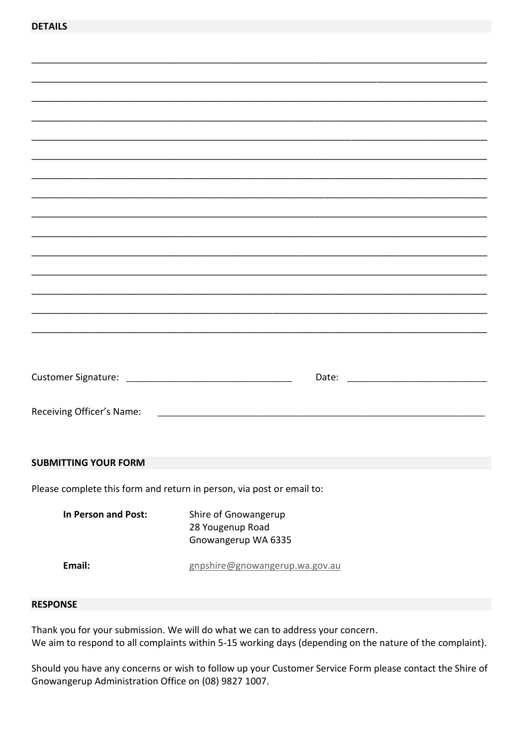**DETAILS**

_______________________________________________________________________________________

_______________________________________________________________________________________

_______________________________________________________________________________________

_______________________________________________________________________________________

_______________________________________________________________________________________

_______________________________________________________________________________________

_______________________________________________________________________________________

_______________________________________________________________________________________

_______________________________________________________________________________________

_______________________________________________________________________________________

_______________________________________________________________________________________

_______________________________________________________________________________________

_______________________________________________________________________________________

_______________________________________________________________________________________

_______________________________________________________________________________________

Customer Signature: ________________________________ Date: ___________________________

Receiving Officer's Name: _________________________________________________________________

**SUBMITTING YOUR FORM**

Please complete this form and return in person, via post or email to:

**In Person and Post:** Shire of Gnowangerup
28 Yougenup Road
Gnowangerup WA 6335

**Email:** gnpshire@gnowangerup.wa.gov.au

**RESPONSE**

Thank you for your submission. We will do what we can to address your concern.
We aim to respond to all complaints within 5-15 working days (depending on the nature of the complaint).

Should you have any concerns or wish to follow up your Customer Service Form please contact the Shire of Gnowangerup Administration Office on (08) 9827 1007.